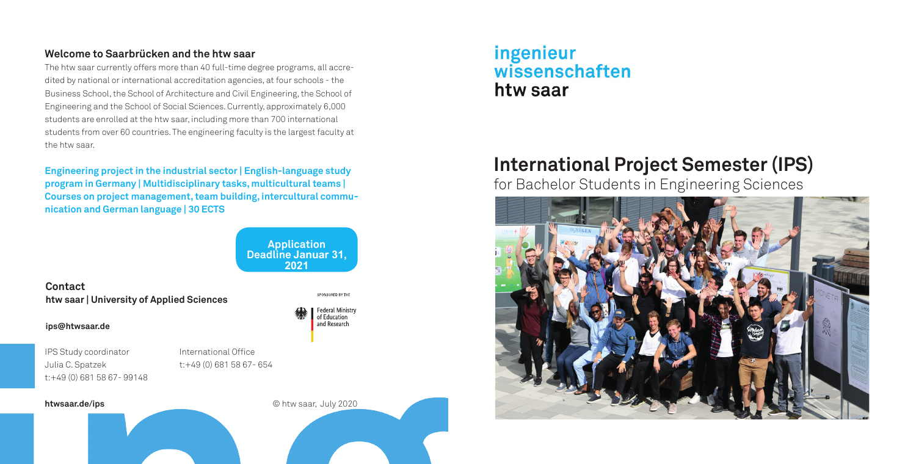## Welcome to Saarbrücken and the htw saar

The htw saar currently offers more than 40 full-time degree programs, all accredited by national or international accreditation agencies, at four schools - the Business School, the School of Architecture and Civil Engineering, the School of Engineering and the School of Social Sciences. Currently, approximately 6,000 students are enrolled at the htw saar, including more than 700 international students from over 60 countries. The engineering faculty is the largest faculty at the htw saar.

**Engineering project in the industrial sector | English-language study program in Germany | Multidisciplinary tasks, multicultural teams | Courses on project management, team building, intercultural communication and German language | 30 ECTS**

**Application Deadline Januar 31, 2021**

**Contact**
**htw saar | University of Applied Sciences**

SPONSORED BY THE

Federal Ministry of Education and Research

**ips@htwsaar.de**

IPS Study coordinator
Julia C. Spatzek
t:+49 (0) 681 58 67- 99148

International Office
t:+49 (0) 681 58 67- 654

**htwsaar.de/ips**

© htw saar, July 2020

**ingenieur wissenschaften**
**htw saar**

# International Project Semester (IPS)

for Bachelor Students in Engineering Sciences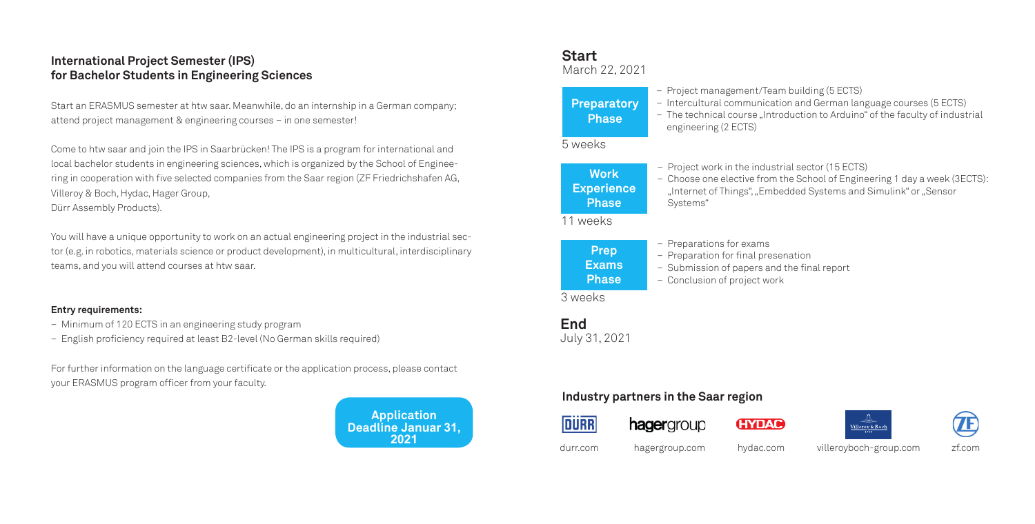## International Project Semester (IPS) for Bachelor Students in Engineering Sciences

Start an ERASMUS semester at htw saar. Meanwhile, do an internship in a German company; attend project management & engineering courses – in one semester!

Come to htw saar and join the IPS in Saarbrücken! The IPS is a program for international and local bachelor students in engineering sciences, which is organized by the School of Engineering in cooperation with five selected companies from the Saar region (ZF Friedrichshafen AG, Villeroy & Boch, Hydac, Hager Group, Dürr Assembly Products).

You will have a unique opportunity to work on an actual engineering project in the industrial sector (e.g. in robotics, materials science or product development), in multicultural, interdisciplinary teams, and you will attend courses at htw saar.

**Entry requirements:**

- Minimum of 120 ECTS in an engineering study program
- English proficiency required at least B2-level (No German skills required)

For further information on the language certificate or the application process, please contact your ERASMUS program officer from your faculty.

**Application Deadline Januar 31, 2021**

## Start

March 22, 2021

**Preparatory Phase**

5 weeks

- Project management/Team building (5 ECTS)
- Intercultural communication and German language courses (5 ECTS)
- The technical course „Introduction to Arduino" of the faculty of industrial engineering (2 ECTS)

**Work Experience Phase**

11 weeks

- Project work in the industrial sector (15 ECTS)
- Choose one elective from the School of Engineering 1 day a week (3ECTS): „Internet of Things", „Embedded Systems and Simulink" or „Sensor Systems"

**Prep Exams Phase**

3 weeks

- Preparations for exams
- Preparation for final presenation
- Submission of papers and the final report
- Conclusion of project work

## End

July 31, 2021

### Industry partners in the Saar region

DÜRR – durr.com

hagergroup – hagergroup.com

HYDAC – hydac.com

Villeroy & Boch – villeroyboch-group.com

ZF – zf.com